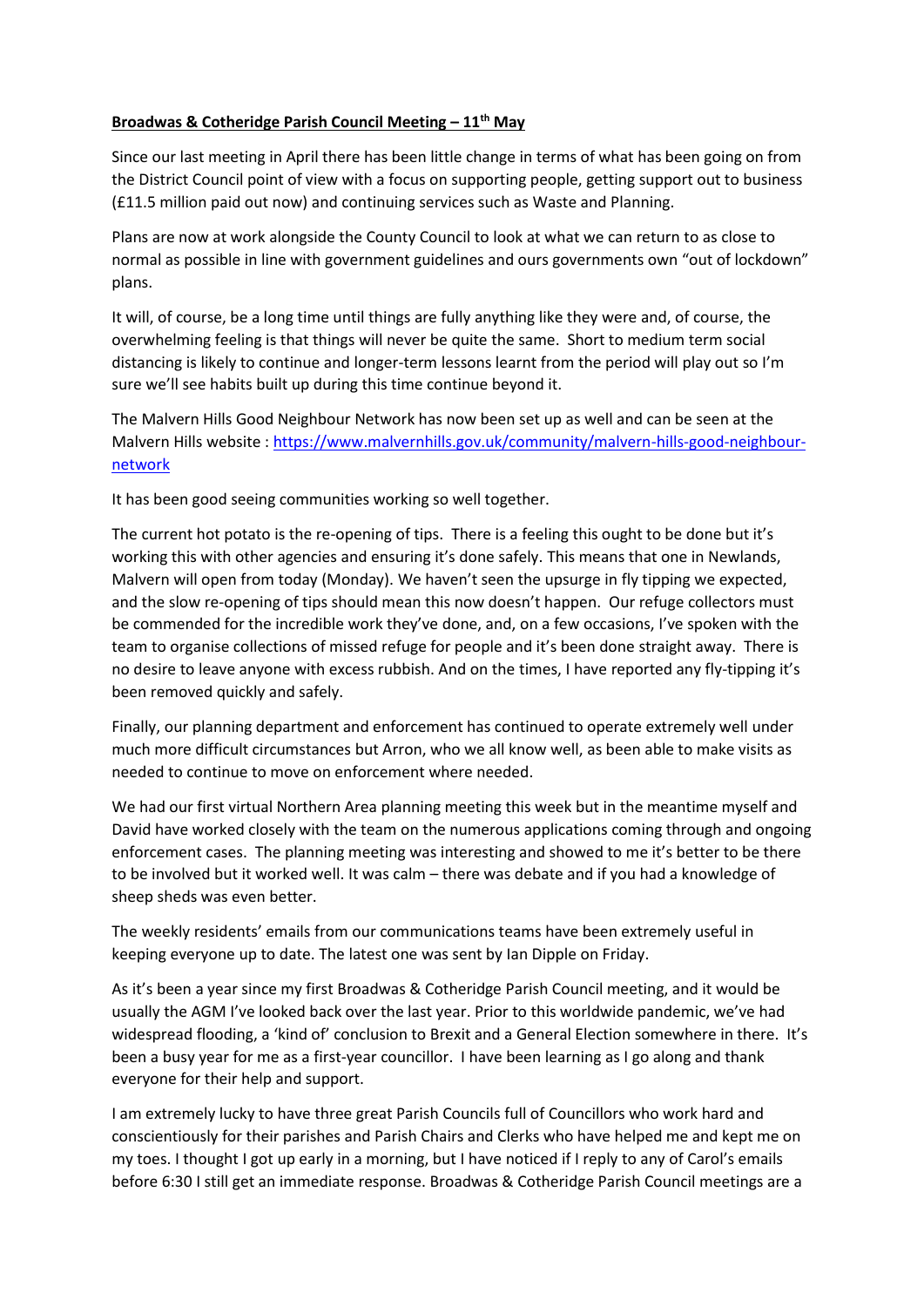**Broadwas & Cotheridge Parish Council Meeting – 11th May**

Since our last meeting in April there has been little change in terms of what has been going on from the District Council point of view with a focus on supporting people, getting support out to business (£11.5 million paid out now) and continuing services such as Waste and Planning.

Plans are now at work alongside the County Council to look at what we can return to as close to normal as possible in line with government guidelines and ours governments own "out of lockdown" plans.

It will, of course, be a long time until things are fully anything like they were and, of course, the overwhelming feeling is that things will never be quite the same. Short to medium term social distancing is likely to continue and longer-term lessons learnt from the period will play out so I'm sure we'll see habits built up during this time continue beyond it.

The Malvern Hills Good Neighbour Network has now been set up as well and can be seen at the Malvern Hills website : [https://www.malvernhills.gov.uk/community/malvern-hills-good-neighbour-network](https://www.malvernhills.gov.uk/community/malvern-hills-good-neighbour-network)

It has been good seeing communities working so well together.

The current hot potato is the re-opening of tips. There is a feeling this ought to be done but it's working this with other agencies and ensuring it's done safely. This means that one in Newlands, Malvern will open from today (Monday). We haven't seen the upsurge in fly tipping we expected, and the slow re-opening of tips should mean this now doesn't happen. Our refuge collectors must be commended for the incredible work they've done, and, on a few occasions, I've spoken with the team to organise collections of missed refuge for people and it's been done straight away. There is no desire to leave anyone with excess rubbish. And on the times, I have reported any fly-tipping it's been removed quickly and safely.

Finally, our planning department and enforcement has continued to operate extremely well under much more difficult circumstances but Arron, who we all know well, as been able to make visits as needed to continue to move on enforcement where needed.

We had our first virtual Northern Area planning meeting this week but in the meantime myself and David have worked closely with the team on the numerous applications coming through and ongoing enforcement cases. The planning meeting was interesting and showed to me it's better to be there to be involved but it worked well. It was calm – there was debate and if you had a knowledge of sheep sheds was even better.

The weekly residents' emails from our communications teams have been extremely useful in keeping everyone up to date. The latest one was sent by Ian Dipple on Friday.

As it's been a year since my first Broadwas & Cotheridge Parish Council meeting, and it would be usually the AGM I've looked back over the last year. Prior to this worldwide pandemic, we've had widespread flooding, a 'kind of' conclusion to Brexit and a General Election somewhere in there. It's been a busy year for me as a first-year councillor. I have been learning as I go along and thank everyone for their help and support.

I am extremely lucky to have three great Parish Councils full of Councillors who work hard and conscientiously for their parishes and Parish Chairs and Clerks who have helped me and kept me on my toes. I thought I got up early in a morning, but I have noticed if I reply to any of Carol's emails before 6:30 I still get an immediate response. Broadwas & Cotheridge Parish Council meetings are a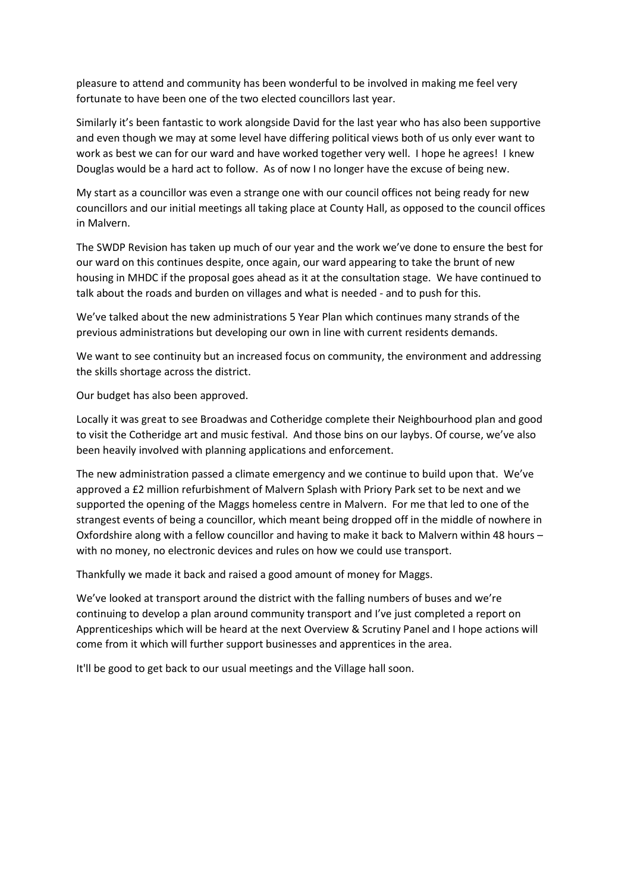pleasure to attend and community has been wonderful to be involved in making me feel very fortunate to have been one of the two elected councillors last year.

Similarly it's been fantastic to work alongside David for the last year who has also been supportive and even though we may at some level have differing political views both of us only ever want to work as best we can for our ward and have worked together very well. I hope he agrees! I knew Douglas would be a hard act to follow. As of now I no longer have the excuse of being new.

My start as a councillor was even a strange one with our council offices not being ready for new councillors and our initial meetings all taking place at County Hall, as opposed to the council offices in Malvern.

The SWDP Revision has taken up much of our year and the work we've done to ensure the best for our ward on this continues despite, once again, our ward appearing to take the brunt of new housing in MHDC if the proposal goes ahead as it at the consultation stage. We have continued to talk about the roads and burden on villages and what is needed - and to push for this.

We've talked about the new administrations 5 Year Plan which continues many strands of the previous administrations but developing our own in line with current residents demands.

We want to see continuity but an increased focus on community, the environment and addressing the skills shortage across the district.

Our budget has also been approved.

Locally it was great to see Broadwas and Cotheridge complete their Neighbourhood plan and good to visit the Cotheridge art and music festival. And those bins on our laybys. Of course, we've also been heavily involved with planning applications and enforcement.

The new administration passed a climate emergency and we continue to build upon that. We've approved a £2 million refurbishment of Malvern Splash with Priory Park set to be next and we supported the opening of the Maggs homeless centre in Malvern. For me that led to one of the strangest events of being a councillor, which meant being dropped off in the middle of nowhere in Oxfordshire along with a fellow councillor and having to make it back to Malvern within 48 hours – with no money, no electronic devices and rules on how we could use transport.

Thankfully we made it back and raised a good amount of money for Maggs.

We've looked at transport around the district with the falling numbers of buses and we're continuing to develop a plan around community transport and I've just completed a report on Apprenticeships which will be heard at the next Overview & Scrutiny Panel and I hope actions will come from it which will further support businesses and apprentices in the area.

It'll be good to get back to our usual meetings and the Village hall soon.